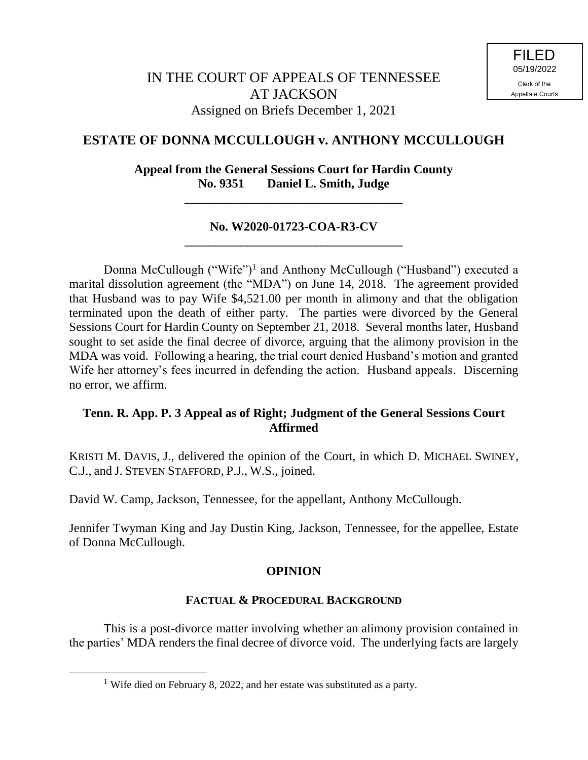FILED
05/19/2022
Clerk of the
Appellate Courts

IN THE COURT OF APPEALS OF TENNESSEE
AT JACKSON
Assigned on Briefs December 1, 2021

## ESTATE OF DONNA MCCULLOUGH v. ANTHONY MCCULLOUGH

**Appeal from the General Sessions Court for Hardin County**
**No. 9351 Daniel L. Smith, Judge**

---

**No. W2020-01723-COA-R3-CV**

---

Donna McCullough ("Wife")[1] and Anthony McCullough ("Husband") executed a marital dissolution agreement (the "MDA") on June 14, 2018. The agreement provided that Husband was to pay Wife $4,521.00 per month in alimony and that the obligation terminated upon the death of either party. The parties were divorced by the General Sessions Court for Hardin County on September 21, 2018. Several months later, Husband sought to set aside the final decree of divorce, arguing that the alimony provision in the MDA was void. Following a hearing, the trial court denied Husband's motion and granted Wife her attorney's fees incurred in defending the action. Husband appeals. Discerning no error, we affirm.

**Tenn. R. App. P. 3 Appeal as of Right; Judgment of the General Sessions Court Affirmed**

KRISTI M. DAVIS, J., delivered the opinion of the Court, in which D. MICHAEL SWINEY, C.J., and J. STEVEN STAFFORD, P.J., W.S., joined.

David W. Camp, Jackson, Tennessee, for the appellant, Anthony McCullough.

Jennifer Twyman King and Jay Dustin King, Jackson, Tennessee, for the appellee, Estate of Donna McCullough.

## OPINION

### FACTUAL & PROCEDURAL BACKGROUND

This is a post-divorce matter involving whether an alimony provision contained in the parties' MDA renders the final decree of divorce void. The underlying facts are largely

[1] Wife died on February 8, 2022, and her estate was substituted as a party.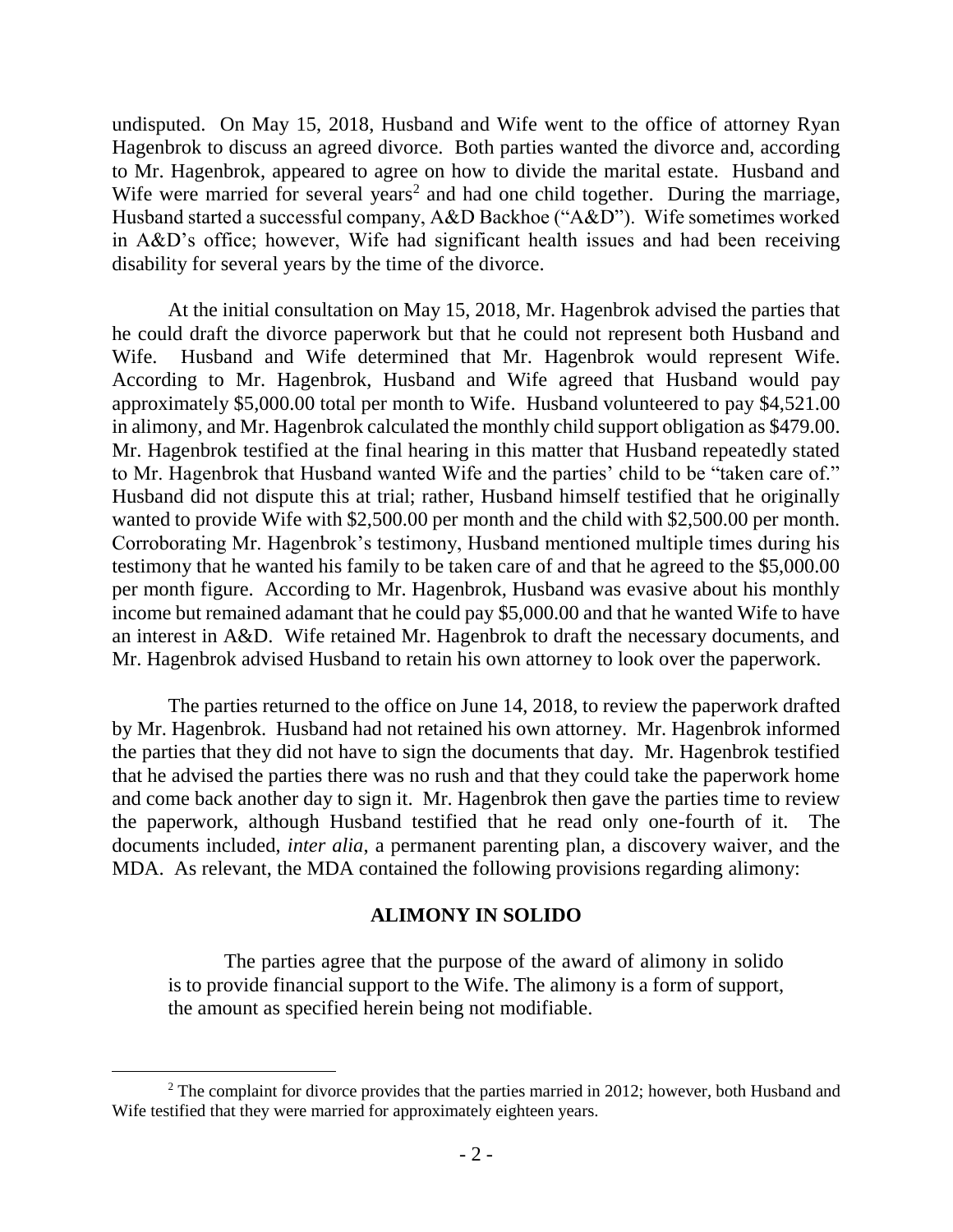undisputed. On May 15, 2018, Husband and Wife went to the office of attorney Ryan Hagenbrok to discuss an agreed divorce. Both parties wanted the divorce and, according to Mr. Hagenbrok, appeared to agree on how to divide the marital estate. Husband and Wife were married for several years[2] and had one child together. During the marriage, Husband started a successful company, A&D Backhoe ("A&D"). Wife sometimes worked in A&D's office; however, Wife had significant health issues and had been receiving disability for several years by the time of the divorce.

At the initial consultation on May 15, 2018, Mr. Hagenbrok advised the parties that he could draft the divorce paperwork but that he could not represent both Husband and Wife. Husband and Wife determined that Mr. Hagenbrok would represent Wife. According to Mr. Hagenbrok, Husband and Wife agreed that Husband would pay approximately $5,000.00 total per month to Wife. Husband volunteered to pay $4,521.00 in alimony, and Mr. Hagenbrok calculated the monthly child support obligation as $479.00. Mr. Hagenbrok testified at the final hearing in this matter that Husband repeatedly stated to Mr. Hagenbrok that Husband wanted Wife and the parties' child to be "taken care of." Husband did not dispute this at trial; rather, Husband himself testified that he originally wanted to provide Wife with $2,500.00 per month and the child with $2,500.00 per month. Corroborating Mr. Hagenbrok's testimony, Husband mentioned multiple times during his testimony that he wanted his family to be taken care of and that he agreed to the $5,000.00 per month figure. According to Mr. Hagenbrok, Husband was evasive about his monthly income but remained adamant that he could pay $5,000.00 and that he wanted Wife to have an interest in A&D. Wife retained Mr. Hagenbrok to draft the necessary documents, and Mr. Hagenbrok advised Husband to retain his own attorney to look over the paperwork.

The parties returned to the office on June 14, 2018, to review the paperwork drafted by Mr. Hagenbrok. Husband had not retained his own attorney. Mr. Hagenbrok informed the parties that they did not have to sign the documents that day. Mr. Hagenbrok testified that he advised the parties there was no rush and that they could take the paperwork home and come back another day to sign it. Mr. Hagenbrok then gave the parties time to review the paperwork, although Husband testified that he read only one-fourth of it. The documents included, *inter alia*, a permanent parenting plan, a discovery waiver, and the MDA. As relevant, the MDA contained the following provisions regarding alimony:

> **ALIMONY IN SOLIDO**
>
> The parties agree that the purpose of the award of alimony in solido is to provide financial support to the Wife. The alimony is a form of support, the amount as specified herein being not modifiable.

[2] The complaint for divorce provides that the parties married in 2012; however, both Husband and Wife testified that they were married for approximately eighteen years.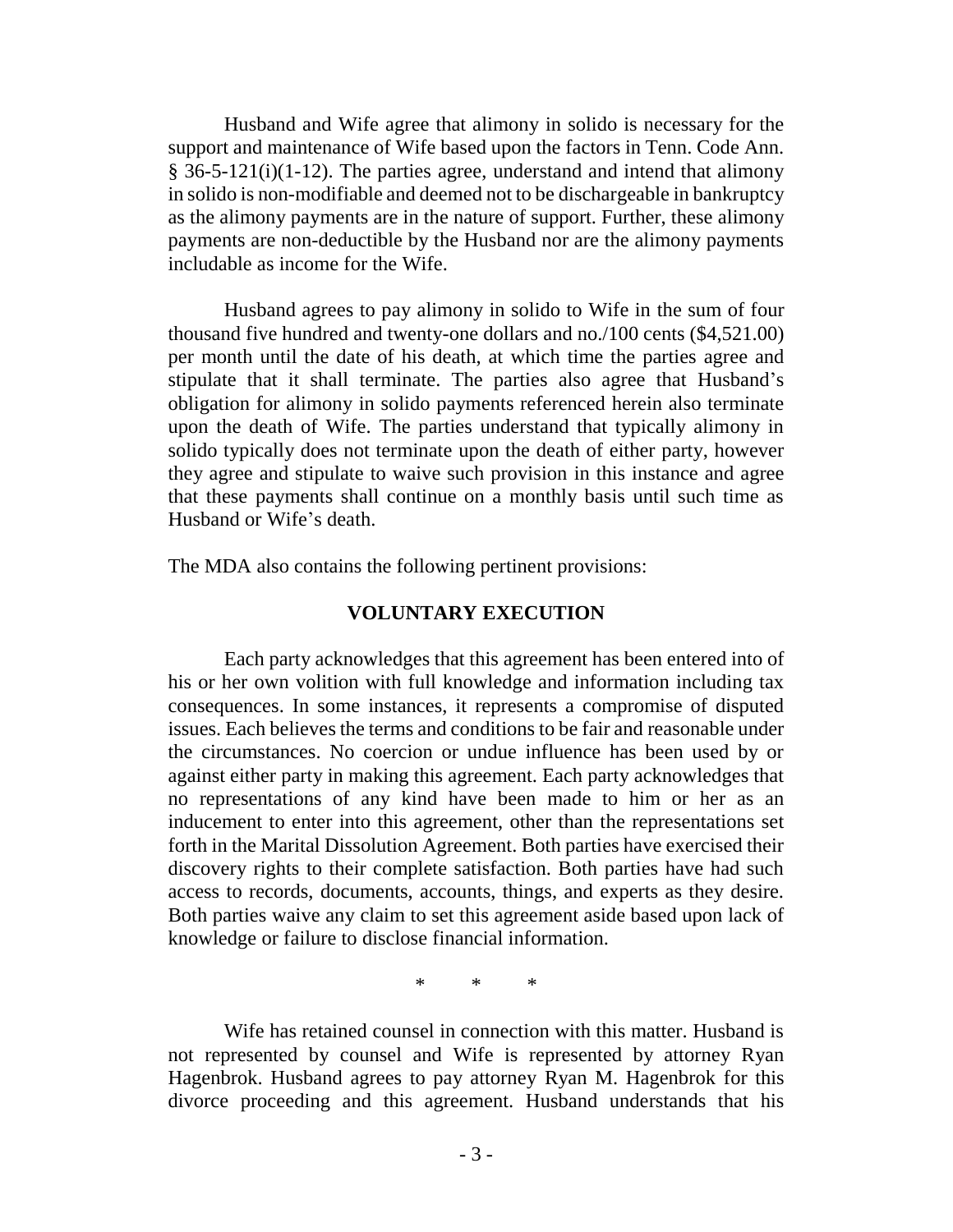Husband and Wife agree that alimony in solido is necessary for the support and maintenance of Wife based upon the factors in Tenn. Code Ann. § 36-5-121(i)(1-12). The parties agree, understand and intend that alimony in solido is non-modifiable and deemed not to be dischargeable in bankruptcy as the alimony payments are in the nature of support. Further, these alimony payments are non-deductible by the Husband nor are the alimony payments includable as income for the Wife.

Husband agrees to pay alimony in solido to Wife in the sum of four thousand five hundred and twenty-one dollars and no./100 cents ($4,521.00) per month until the date of his death, at which time the parties agree and stipulate that it shall terminate. The parties also agree that Husband's obligation for alimony in solido payments referenced herein also terminate upon the death of Wife. The parties understand that typically alimony in solido typically does not terminate upon the death of either party, however they agree and stipulate to waive such provision in this instance and agree that these payments shall continue on a monthly basis until such time as Husband or Wife's death.

The MDA also contains the following pertinent provisions:

**VOLUNTARY EXECUTION**

Each party acknowledges that this agreement has been entered into of his or her own volition with full knowledge and information including tax consequences. In some instances, it represents a compromise of disputed issues. Each believes the terms and conditions to be fair and reasonable under the circumstances. No coercion or undue influence has been used by or against either party in making this agreement. Each party acknowledges that no representations of any kind have been made to him or her as an inducement to enter into this agreement, other than the representations set forth in the Marital Dissolution Agreement. Both parties have exercised their discovery rights to their complete satisfaction. Both parties have had such access to records, documents, accounts, things, and experts as they desire. Both parties waive any claim to set this agreement aside based upon lack of knowledge or failure to disclose financial information.

\* \* \*

Wife has retained counsel in connection with this matter. Husband is not represented by counsel and Wife is represented by attorney Ryan Hagenbrok. Husband agrees to pay attorney Ryan M. Hagenbrok for this divorce proceeding and this agreement. Husband understands that his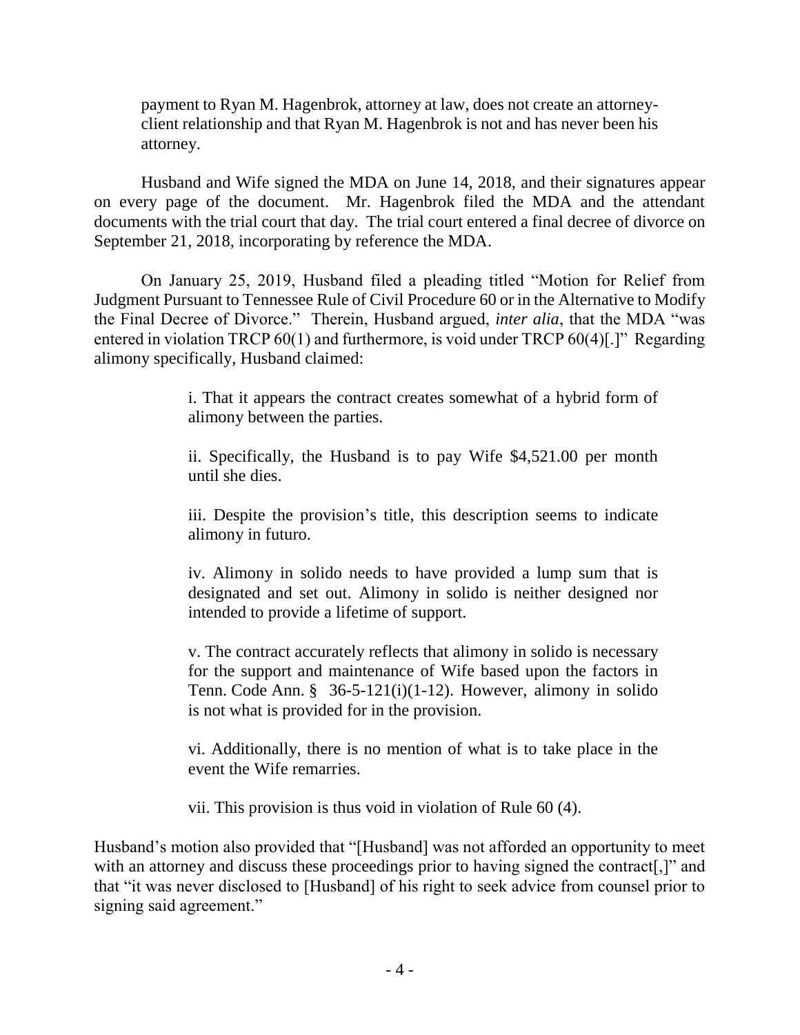> payment to Ryan M. Hagenbrok, attorney at law, does not create an attorney-client relationship and that Ryan M. Hagenbrok is not and has never been his attorney.

Husband and Wife signed the MDA on June 14, 2018, and their signatures appear on every page of the document. Mr. Hagenbrok filed the MDA and the attendant documents with the trial court that day. The trial court entered a final decree of divorce on September 21, 2018, incorporating by reference the MDA.

On January 25, 2019, Husband filed a pleading titled "Motion for Relief from Judgment Pursuant to Tennessee Rule of Civil Procedure 60 or in the Alternative to Modify the Final Decree of Divorce." Therein, Husband argued, *inter alia*, that the MDA "was entered in violation TRCP 60(1) and furthermore, is void under TRCP 60(4)[.]" Regarding alimony specifically, Husband claimed:

> i. That it appears the contract creates somewhat of a hybrid form of alimony between the parties.
>
> ii. Specifically, the Husband is to pay Wife $4,521.00 per month until she dies.
>
> iii. Despite the provision's title, this description seems to indicate alimony in futuro.
>
> iv. Alimony in solido needs to have provided a lump sum that is designated and set out. Alimony in solido is neither designed nor intended to provide a lifetime of support.
>
> v. The contract accurately reflects that alimony in solido is necessary for the support and maintenance of Wife based upon the factors in Tenn. Code Ann. § 36-5-121(i)(1-12). However, alimony in solido is not what is provided for in the provision.
>
> vi. Additionally, there is no mention of what is to take place in the event the Wife remarries.
>
> vii. This provision is thus void in violation of Rule 60 (4).

Husband's motion also provided that "[Husband] was not afforded an opportunity to meet with an attorney and discuss these proceedings prior to having signed the contract[,]" and that "it was never disclosed to [Husband] of his right to seek advice from counsel prior to signing said agreement."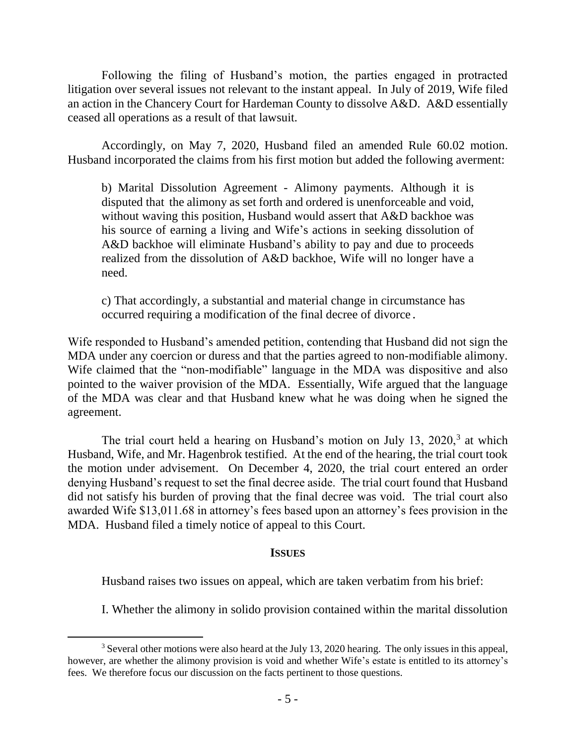Following the filing of Husband's motion, the parties engaged in protracted litigation over several issues not relevant to the instant appeal. In July of 2019, Wife filed an action in the Chancery Court for Hardeman County to dissolve A&D. A&D essentially ceased all operations as a result of that lawsuit.

Accordingly, on May 7, 2020, Husband filed an amended Rule 60.02 motion. Husband incorporated the claims from his first motion but added the following averment:

> b) Marital Dissolution Agreement - Alimony payments. Although it is disputed that the alimony as set forth and ordered is unenforceable and void, without waving this position, Husband would assert that A&D backhoe was his source of earning a living and Wife's actions in seeking dissolution of A&D backhoe will eliminate Husband's ability to pay and due to proceeds realized from the dissolution of A&D backhoe, Wife will no longer have a need.
>
> c) That accordingly, a substantial and material change in circumstance has occurred requiring a modification of the final decree of divorce.

Wife responded to Husband's amended petition, contending that Husband did not sign the MDA under any coercion or duress and that the parties agreed to non-modifiable alimony. Wife claimed that the "non-modifiable" language in the MDA was dispositive and also pointed to the waiver provision of the MDA. Essentially, Wife argued that the language of the MDA was clear and that Husband knew what he was doing when he signed the agreement.

The trial court held a hearing on Husband's motion on July 13, 2020,[3] at which Husband, Wife, and Mr. Hagenbrok testified. At the end of the hearing, the trial court took the motion under advisement. On December 4, 2020, the trial court entered an order denying Husband's request to set the final decree aside. The trial court found that Husband did not satisfy his burden of proving that the final decree was void. The trial court also awarded Wife $13,011.68 in attorney's fees based upon an attorney's fees provision in the MDA. Husband filed a timely notice of appeal to this Court.

## ISSUES

Husband raises two issues on appeal, which are taken verbatim from his brief:

I. Whether the alimony in solido provision contained within the marital dissolution

[3] Several other motions were also heard at the July 13, 2020 hearing. The only issues in this appeal, however, are whether the alimony provision is void and whether Wife's estate is entitled to its attorney's fees. We therefore focus our discussion on the facts pertinent to those questions.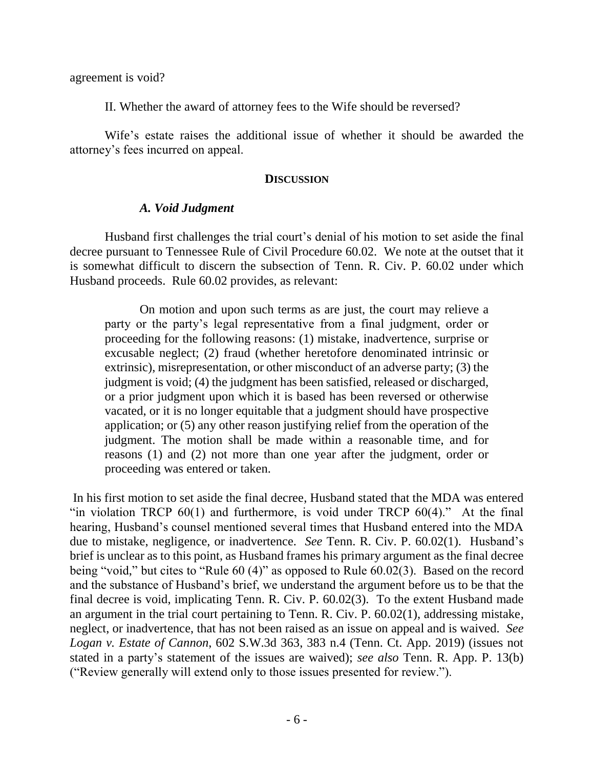agreement is void?

II. Whether the award of attorney fees to the Wife should be reversed?

Wife's estate raises the additional issue of whether it should be awarded the attorney's fees incurred on appeal.

## DISCUSSION

### *A. Void Judgment*

Husband first challenges the trial court's denial of his motion to set aside the final decree pursuant to Tennessee Rule of Civil Procedure 60.02. We note at the outset that it is somewhat difficult to discern the subsection of Tenn. R. Civ. P. 60.02 under which Husband proceeds. Rule 60.02 provides, as relevant:

> On motion and upon such terms as are just, the court may relieve a party or the party's legal representative from a final judgment, order or proceeding for the following reasons: (1) mistake, inadvertence, surprise or excusable neglect; (2) fraud (whether heretofore denominated intrinsic or extrinsic), misrepresentation, or other misconduct of an adverse party; (3) the judgment is void; (4) the judgment has been satisfied, released or discharged, or a prior judgment upon which it is based has been reversed or otherwise vacated, or it is no longer equitable that a judgment should have prospective application; or (5) any other reason justifying relief from the operation of the judgment. The motion shall be made within a reasonable time, and for reasons (1) and (2) not more than one year after the judgment, order or proceeding was entered or taken.

In his first motion to set aside the final decree, Husband stated that the MDA was entered "in violation TRCP 60(1) and furthermore, is void under TRCP 60(4)." At the final hearing, Husband's counsel mentioned several times that Husband entered into the MDA due to mistake, negligence, or inadvertence. *See* Tenn. R. Civ. P. 60.02(1). Husband's brief is unclear as to this point, as Husband frames his primary argument as the final decree being "void," but cites to "Rule 60 (4)" as opposed to Rule 60.02(3). Based on the record and the substance of Husband's brief, we understand the argument before us to be that the final decree is void, implicating Tenn. R. Civ. P. 60.02(3). To the extent Husband made an argument in the trial court pertaining to Tenn. R. Civ. P. 60.02(1), addressing mistake, neglect, or inadvertence, that has not been raised as an issue on appeal and is waived. *See Logan v. Estate of Cannon*, 602 S.W.3d 363, 383 n.4 (Tenn. Ct. App. 2019) (issues not stated in a party's statement of the issues are waived); *see also* Tenn. R. App. P. 13(b) ("Review generally will extend only to those issues presented for review.").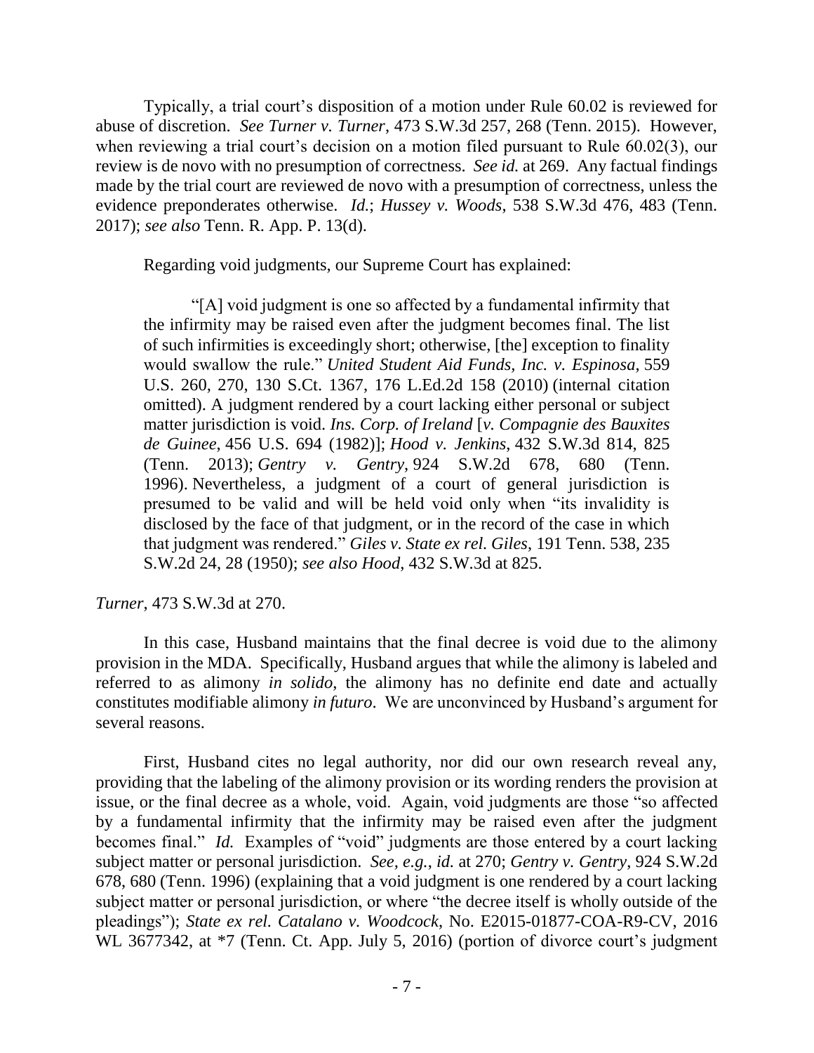Typically, a trial court's disposition of a motion under Rule 60.02 is reviewed for abuse of discretion. *See Turner v. Turner*, 473 S.W.3d 257, 268 (Tenn. 2015). However, when reviewing a trial court's decision on a motion filed pursuant to Rule 60.02(3), our review is de novo with no presumption of correctness. *See id.* at 269. Any factual findings made by the trial court are reviewed de novo with a presumption of correctness, unless the evidence preponderates otherwise. *Id.*; *Hussey v. Woods*, 538 S.W.3d 476, 483 (Tenn. 2017); *see also* Tenn. R. App. P. 13(d).

Regarding void judgments, our Supreme Court has explained:

> "[A] void judgment is one so affected by a fundamental infirmity that the infirmity may be raised even after the judgment becomes final. The list of such infirmities is exceedingly short; otherwise, [the] exception to finality would swallow the rule." *United Student Aid Funds, Inc. v. Espinosa*, 559 U.S. 260, 270, 130 S.Ct. 1367, 176 L.Ed.2d 158 (2010) (internal citation omitted). A judgment rendered by a court lacking either personal or subject matter jurisdiction is void. *Ins. Corp. of Ireland* [*v. Compagnie des Bauxites de Guinee*, 456 U.S. 694 (1982)]; *Hood v. Jenkins*, 432 S.W.3d 814, 825 (Tenn. 2013); *Gentry v. Gentry*, 924 S.W.2d 678, 680 (Tenn. 1996). Nevertheless, a judgment of a court of general jurisdiction is presumed to be valid and will be held void only when "its invalidity is disclosed by the face of that judgment, or in the record of the case in which that judgment was rendered." *Giles v. State ex rel. Giles*, 191 Tenn. 538, 235 S.W.2d 24, 28 (1950); *see also Hood*, 432 S.W.3d at 825.

*Turner*, 473 S.W.3d at 270.

In this case, Husband maintains that the final decree is void due to the alimony provision in the MDA. Specifically, Husband argues that while the alimony is labeled and referred to as alimony *in solido*, the alimony has no definite end date and actually constitutes modifiable alimony *in futuro*. We are unconvinced by Husband's argument for several reasons.

First, Husband cites no legal authority, nor did our own research reveal any, providing that the labeling of the alimony provision or its wording renders the provision at issue, or the final decree as a whole, void. Again, void judgments are those "so affected by a fundamental infirmity that the infirmity may be raised even after the judgment becomes final." *Id.* Examples of "void" judgments are those entered by a court lacking subject matter or personal jurisdiction. *See, e.g.*, *id.* at 270; *Gentry v. Gentry*, 924 S.W.2d 678, 680 (Tenn. 1996) (explaining that a void judgment is one rendered by a court lacking subject matter or personal jurisdiction, or where "the decree itself is wholly outside of the pleadings"); *State ex rel. Catalano v. Woodcock*, No. E2015-01877-COA-R9-CV, 2016 WL 3677342, at *7 (Tenn. Ct. App. July 5, 2016) (portion of divorce court's judgment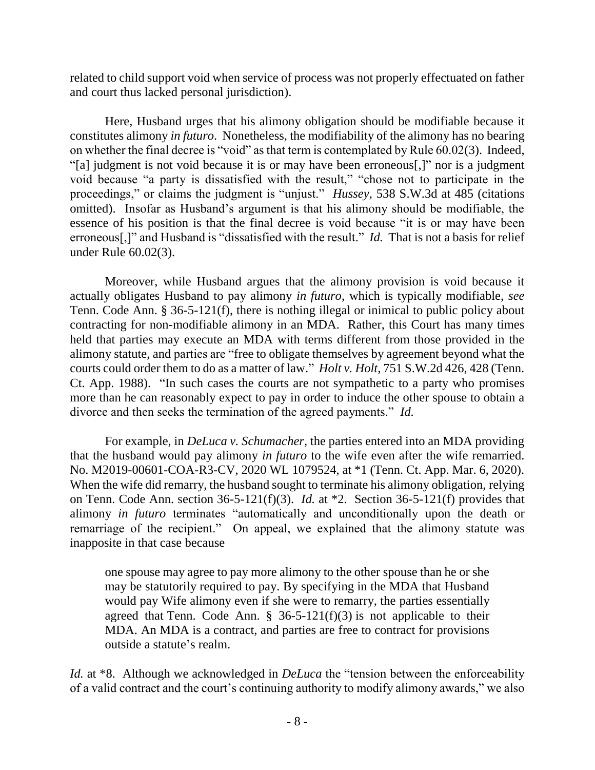related to child support void when service of process was not properly effectuated on father and court thus lacked personal jurisdiction).

Here, Husband urges that his alimony obligation should be modifiable because it constitutes alimony *in futuro*. Nonetheless, the modifiability of the alimony has no bearing on whether the final decree is "void" as that term is contemplated by Rule 60.02(3). Indeed, "[a] judgment is not void because it is or may have been erroneous[,]" nor is a judgment void because "a party is dissatisfied with the result," "chose not to participate in the proceedings," or claims the judgment is "unjust." *Hussey*, 538 S.W.3d at 485 (citations omitted). Insofar as Husband's argument is that his alimony should be modifiable, the essence of his position is that the final decree is void because "it is or may have been erroneous[,]" and Husband is "dissatisfied with the result." *Id.* That is not a basis for relief under Rule 60.02(3).

Moreover, while Husband argues that the alimony provision is void because it actually obligates Husband to pay alimony *in futuro*, which is typically modifiable, *see* Tenn. Code Ann. § 36-5-121(f), there is nothing illegal or inimical to public policy about contracting for non-modifiable alimony in an MDA. Rather, this Court has many times held that parties may execute an MDA with terms different from those provided in the alimony statute, and parties are "free to obligate themselves by agreement beyond what the courts could order them to do as a matter of law." *Holt v. Holt*, 751 S.W.2d 426, 428 (Tenn. Ct. App. 1988). "In such cases the courts are not sympathetic to a party who promises more than he can reasonably expect to pay in order to induce the other spouse to obtain a divorce and then seeks the termination of the agreed payments." *Id.*

For example, in *DeLuca v. Schumacher*, the parties entered into an MDA providing that the husband would pay alimony *in futuro* to the wife even after the wife remarried. No. M2019-00601-COA-R3-CV, 2020 WL 1079524, at *1 (Tenn. Ct. App. Mar. 6, 2020). When the wife did remarry, the husband sought to terminate his alimony obligation, relying on Tenn. Code Ann. section 36-5-121(f)(3). *Id.* at *2. Section 36-5-121(f) provides that alimony *in futuro* terminates "automatically and unconditionally upon the death or remarriage of the recipient." On appeal, we explained that the alimony statute was inapposite in that case because

> one spouse may agree to pay more alimony to the other spouse than he or she may be statutorily required to pay. By specifying in the MDA that Husband would pay Wife alimony even if she were to remarry, the parties essentially agreed that Tenn. Code Ann. § 36-5-121(f)(3) is not applicable to their MDA. An MDA is a contract, and parties are free to contract for provisions outside a statute's realm.

*Id.* at *8. Although we acknowledged in *DeLuca* the "tension between the enforceability of a valid contract and the court's continuing authority to modify alimony awards," we also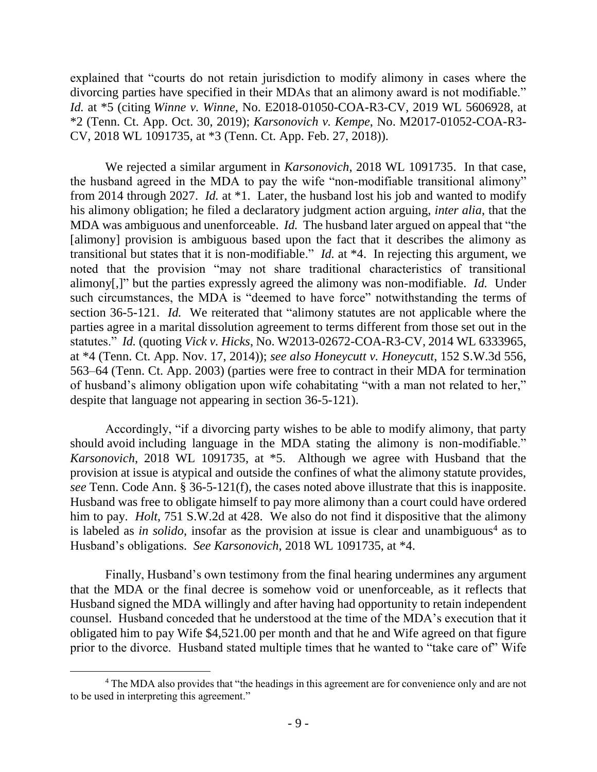explained that "courts do not retain jurisdiction to modify alimony in cases where the divorcing parties have specified in their MDAs that an alimony award is not modifiable." *Id.* at *5 (citing *Winne v. Winne*, No. E2018-01050-COA-R3-CV, 2019 WL 5606928, at *2 (Tenn. Ct. App. Oct. 30, 2019); *Karsonovich v. Kempe*, No. M2017-01052-COA-R3-CV, 2018 WL 1091735, at *3 (Tenn. Ct. App. Feb. 27, 2018)).

We rejected a similar argument in *Karsonovich*, 2018 WL 1091735. In that case, the husband agreed in the MDA to pay the wife "non-modifiable transitional alimony" from 2014 through 2027. *Id.* at *1. Later, the husband lost his job and wanted to modify his alimony obligation; he filed a declaratory judgment action arguing, *inter alia*, that the MDA was ambiguous and unenforceable. *Id.* The husband later argued on appeal that "the [alimony] provision is ambiguous based upon the fact that it describes the alimony as transitional but states that it is non-modifiable." *Id.* at *4. In rejecting this argument, we noted that the provision "may not share traditional characteristics of transitional alimony[,]" but the parties expressly agreed the alimony was non-modifiable. *Id.* Under such circumstances, the MDA is "deemed to have force" notwithstanding the terms of section 36-5-121. *Id.* We reiterated that "alimony statutes are not applicable where the parties agree in a marital dissolution agreement to terms different from those set out in the statutes." *Id.* (quoting *Vick v. Hicks*, No. W2013-02672-COA-R3-CV, 2014 WL 6333965, at *4 (Tenn. Ct. App. Nov. 17, 2014)); *see also Honeycutt v. Honeycutt*, 152 S.W.3d 556, 563–64 (Tenn. Ct. App. 2003) (parties were free to contract in their MDA for termination of husband's alimony obligation upon wife cohabitating "with a man not related to her," despite that language not appearing in section 36-5-121).

Accordingly, "if a divorcing party wishes to be able to modify alimony, that party should avoid including language in the MDA stating the alimony is non-modifiable." *Karsonovich*, 2018 WL 1091735, at *5. Although we agree with Husband that the provision at issue is atypical and outside the confines of what the alimony statute provides, *see* Tenn. Code Ann. § 36-5-121(f), the cases noted above illustrate that this is inapposite. Husband was free to obligate himself to pay more alimony than a court could have ordered him to pay. *Holt*, 751 S.W.2d at 428. We also do not find it dispositive that the alimony is labeled as *in solido*, insofar as the provision at issue is clear and unambiguous[4] as to Husband's obligations. *See Karsonovich*, 2018 WL 1091735, at *4.

Finally, Husband's own testimony from the final hearing undermines any argument that the MDA or the final decree is somehow void or unenforceable, as it reflects that Husband signed the MDA willingly and after having had opportunity to retain independent counsel. Husband conceded that he understood at the time of the MDA's execution that it obligated him to pay Wife $4,521.00 per month and that he and Wife agreed on that figure prior to the divorce. Husband stated multiple times that he wanted to "take care of" Wife

---

[4] The MDA also provides that "the headings in this agreement are for convenience only and are not to be used in interpreting this agreement."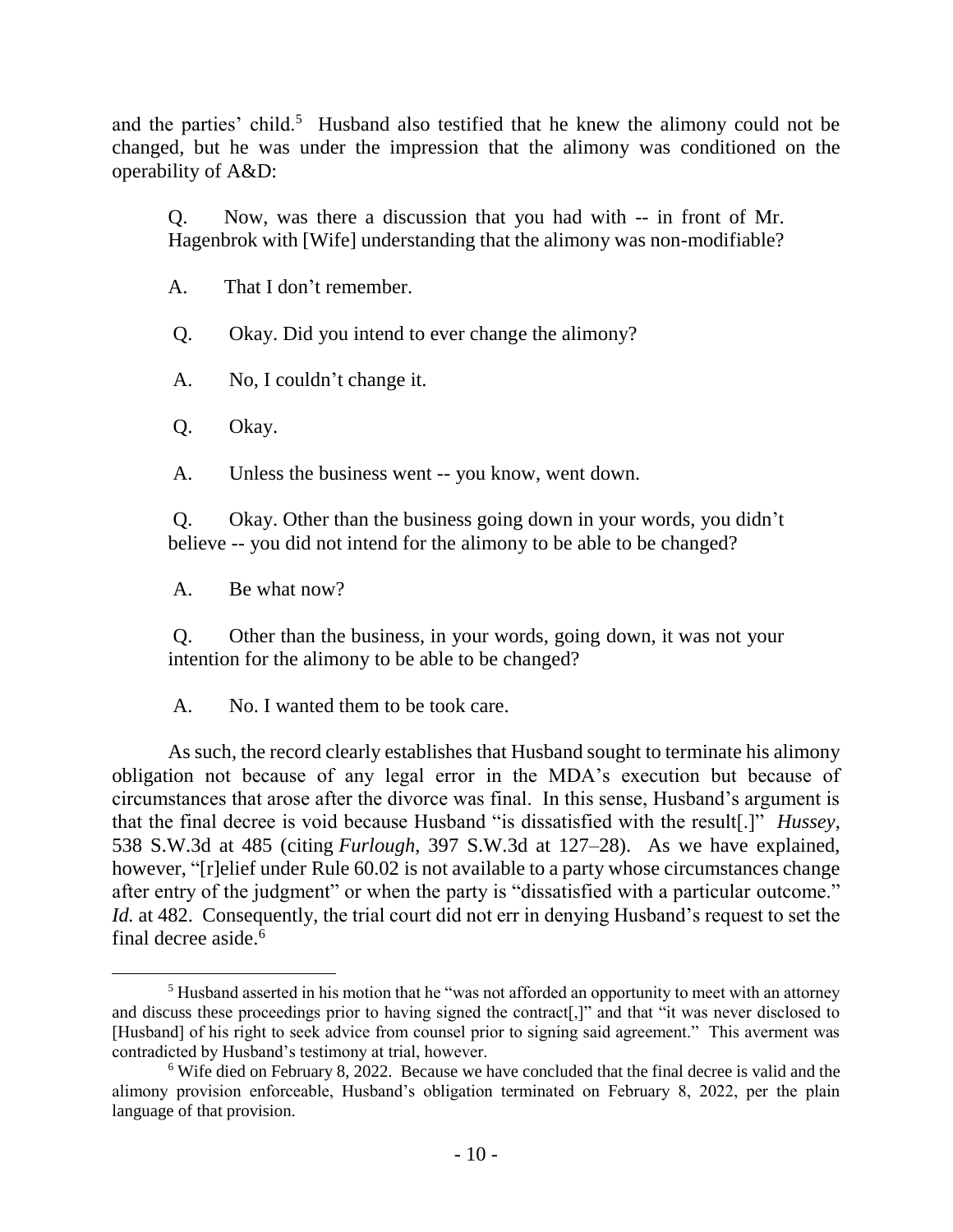and the parties' child.[5] Husband also testified that he knew the alimony could not be changed, but he was under the impression that the alimony was conditioned on the operability of A&D:

> Q. Now, was there a discussion that you had with -- in front of Mr. Hagenbrok with [Wife] understanding that the alimony was non-modifiable?
>
> A. That I don't remember.
>
> Q. Okay. Did you intend to ever change the alimony?
>
> A. No, I couldn't change it.
>
> Q. Okay.
>
> A. Unless the business went -- you know, went down.
>
> Q. Okay. Other than the business going down in your words, you didn't believe -- you did not intend for the alimony to be able to be changed?
>
> A. Be what now?
>
> Q. Other than the business, in your words, going down, it was not your intention for the alimony to be able to be changed?
>
> A. No. I wanted them to be took care.

As such, the record clearly establishes that Husband sought to terminate his alimony obligation not because of any legal error in the MDA's execution but because of circumstances that arose after the divorce was final. In this sense, Husband's argument is that the final decree is void because Husband "is dissatisfied with the result[.]" *Hussey*, 538 S.W.3d at 485 (citing *Furlough*, 397 S.W.3d at 127–28). As we have explained, however, "[r]elief under Rule 60.02 is not available to a party whose circumstances change after entry of the judgment" or when the party is "dissatisfied with a particular outcome." *Id.* at 482. Consequently, the trial court did not err in denying Husband's request to set the final decree aside.[6]

---

[5] Husband asserted in his motion that he "was not afforded an opportunity to meet with an attorney and discuss these proceedings prior to having signed the contract[,]" and that "it was never disclosed to [Husband] of his right to seek advice from counsel prior to signing said agreement." This averment was contradicted by Husband's testimony at trial, however.

[6] Wife died on February 8, 2022. Because we have concluded that the final decree is valid and the alimony provision enforceable, Husband's obligation terminated on February 8, 2022, per the plain language of that provision.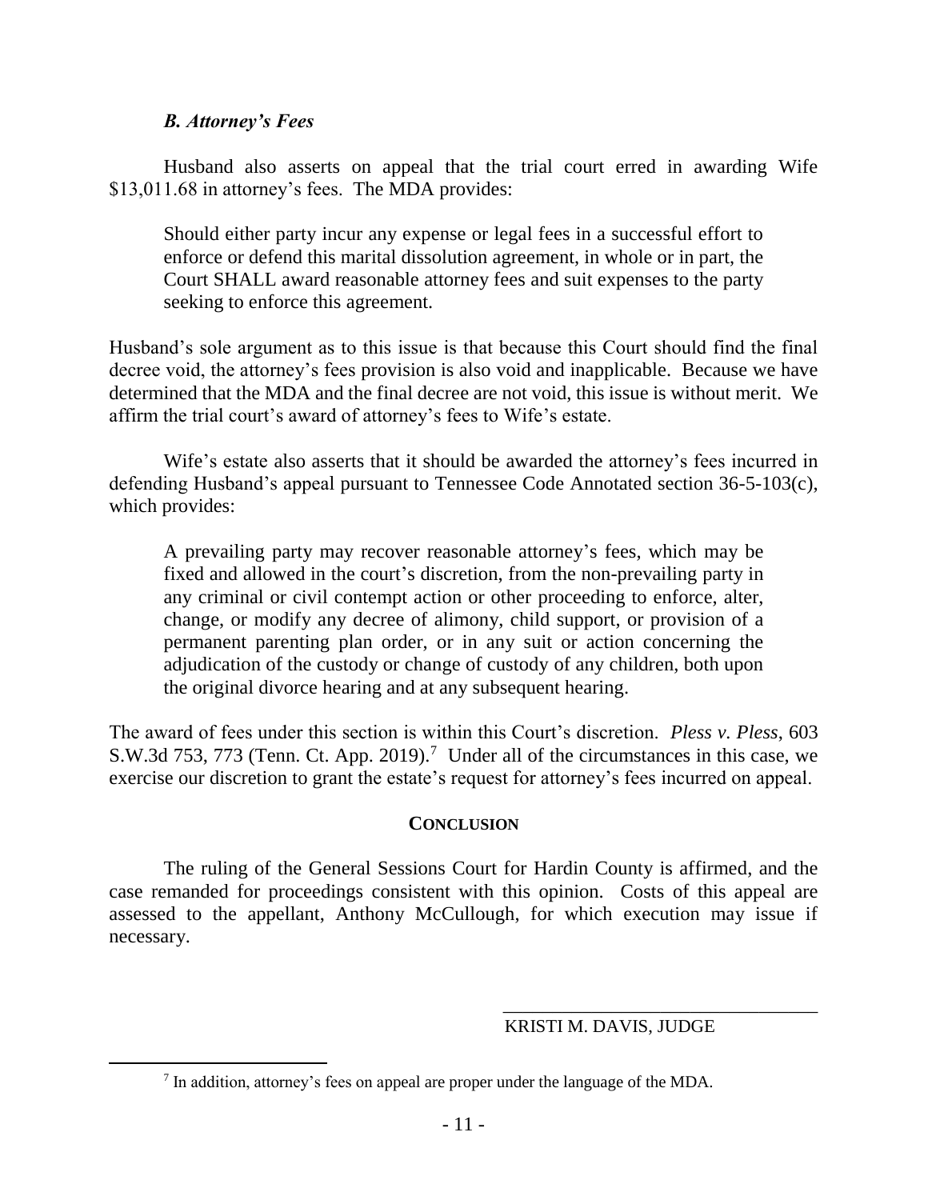### *B. Attorney's Fees*

Husband also asserts on appeal that the trial court erred in awarding Wife $13,011.68 in attorney's fees. The MDA provides:

> Should either party incur any expense or legal fees in a successful effort to enforce or defend this marital dissolution agreement, in whole or in part, the Court SHALL award reasonable attorney fees and suit expenses to the party seeking to enforce this agreement.

Husband's sole argument as to this issue is that because this Court should find the final decree void, the attorney's fees provision is also void and inapplicable. Because we have determined that the MDA and the final decree are not void, this issue is without merit. We affirm the trial court's award of attorney's fees to Wife's estate.

Wife's estate also asserts that it should be awarded the attorney's fees incurred in defending Husband's appeal pursuant to Tennessee Code Annotated section 36-5-103(c), which provides:

> A prevailing party may recover reasonable attorney's fees, which may be fixed and allowed in the court's discretion, from the non-prevailing party in any criminal or civil contempt action or other proceeding to enforce, alter, change, or modify any decree of alimony, child support, or provision of a permanent parenting plan order, or in any suit or action concerning the adjudication of the custody or change of custody of any children, both upon the original divorce hearing and at any subsequent hearing.

The award of fees under this section is within this Court's discretion. *Pless v. Pless*, 603 S.W.3d 753, 773 (Tenn. Ct. App. 2019).[7] Under all of the circumstances in this case, we exercise our discretion to grant the estate's request for attorney's fees incurred on appeal.

## CONCLUSION

The ruling of the General Sessions Court for Hardin County is affirmed, and the case remanded for proceedings consistent with this opinion. Costs of this appeal are assessed to the appellant, Anthony McCullough, for which execution may issue if necessary.

KRISTI M. DAVIS, JUDGE

---

[7] In addition, attorney's fees on appeal are proper under the language of the MDA.